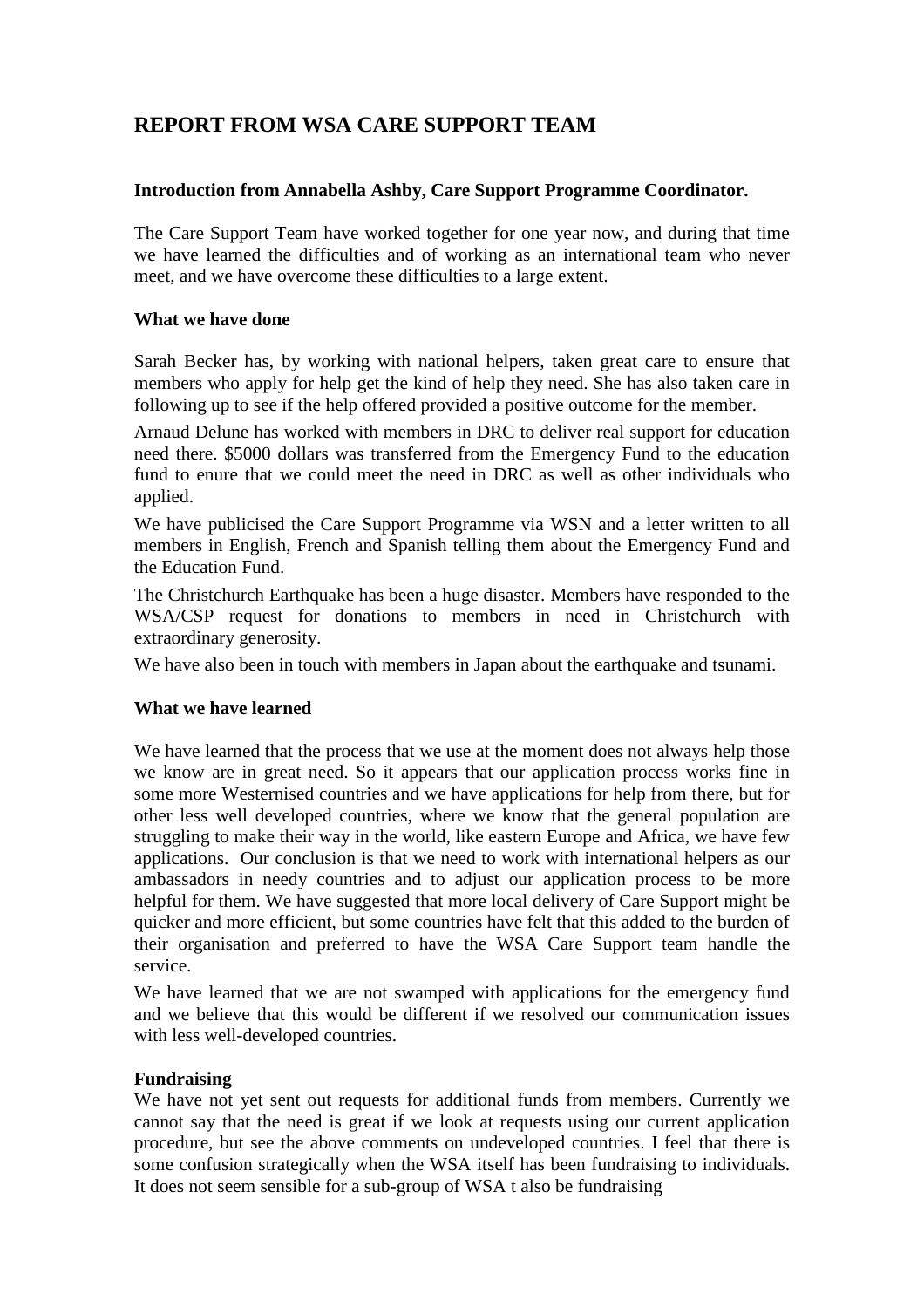# REPORT FROM WSA CARE SUPPORT TEAM

**Introduction from Annabella Ashby, Care Support Programme Coordinator.**

The Care Support Team have worked together for one year now, and during that time we have learned the difficulties and of working as an international team who never meet, and we have overcome these difficulties to a large extent.

**What we have done**

Sarah Becker has, by working with national helpers, taken great care to ensure that members who apply for help get the kind of help they need. She has also taken care in following up to see if the help offered provided a positive outcome for the member.

Arnaud Delune has worked with members in DRC to deliver real support for education need there. $5000 dollars was transferred from the Emergency Fund to the education fund to enure that we could meet the need in DRC as well as other individuals who applied.

We have publicised the Care Support Programme via WSN and a letter written to all members in English, French and Spanish telling them about the Emergency Fund and the Education Fund.

The Christchurch Earthquake has been a huge disaster. Members have responded to the WSA/CSP request for donations to members in need in Christchurch with extraordinary generosity.

We have also been in touch with members in Japan about the earthquake and tsunami.

**What we have learned**

We have learned that the process that we use at the moment does not always help those we know are in great need. So it appears that our application process works fine in some more Westernised countries and we have applications for help from there, but for other less well developed countries, where we know that the general population are struggling to make their way in the world, like eastern Europe and Africa, we have few applications. Our conclusion is that we need to work with international helpers as our ambassadors in needy countries and to adjust our application process to be more helpful for them. We have suggested that more local delivery of Care Support might be quicker and more efficient, but some countries have felt that this added to the burden of their organisation and preferred to have the WSA Care Support team handle the service.

We have learned that we are not swamped with applications for the emergency fund and we believe that this would be different if we resolved our communication issues with less well-developed countries.

**Fundraising**

We have not yet sent out requests for additional funds from members. Currently we cannot say that the need is great if we look at requests using our current application procedure, but see the above comments on undeveloped countries. I feel that there is some confusion strategically when the WSA itself has been fundraising to individuals. It does not seem sensible for a sub-group of WSA t also be fundraising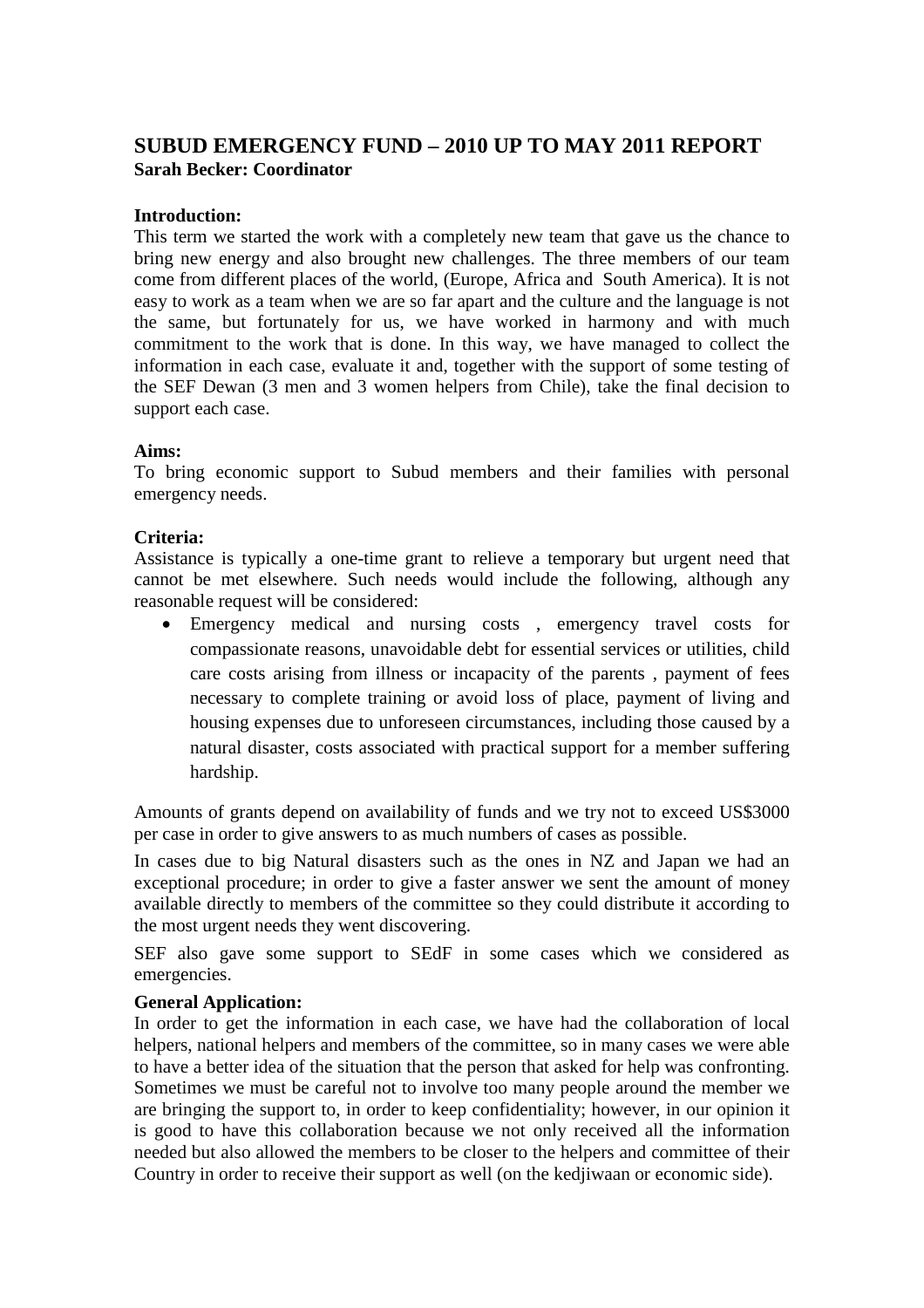## SUBUD EMERGENCY FUND – 2010 UP TO MAY 2011 REPORT

**Sarah Becker: Coordinator**

**Introduction:**

This term we started the work with a completely new team that gave us the chance to bring new energy and also brought new challenges. The three members of our team come from different places of the world, (Europe, Africa and South America). It is not easy to work as a team when we are so far apart and the culture and the language is not the same, but fortunately for us, we have worked in harmony and with much commitment to the work that is done. In this way, we have managed to collect the information in each case, evaluate it and, together with the support of some testing of the SEF Dewan (3 men and 3 women helpers from Chile), take the final decision to support each case.

**Aims:**

To bring economic support to Subud members and their families with personal emergency needs.

**Criteria:**

Assistance is typically a one-time grant to relieve a temporary but urgent need that cannot be met elsewhere. Such needs would include the following, although any reasonable request will be considered:

- Emergency medical and nursing costs , emergency travel costs for compassionate reasons, unavoidable debt for essential services or utilities, child care costs arising from illness or incapacity of the parents , payment of fees necessary to complete training or avoid loss of place, payment of living and housing expenses due to unforeseen circumstances, including those caused by a natural disaster, costs associated with practical support for a member suffering hardship.

Amounts of grants depend on availability of funds and we try not to exceed US$3000 per case in order to give answers to as much numbers of cases as possible.

In cases due to big Natural disasters such as the ones in NZ and Japan we had an exceptional procedure; in order to give a faster answer we sent the amount of money available directly to members of the committee so they could distribute it according to the most urgent needs they went discovering.

SEF also gave some support to SEdF in some cases which we considered as emergencies.

**General Application:**

In order to get the information in each case, we have had the collaboration of local helpers, national helpers and members of the committee, so in many cases we were able to have a better idea of the situation that the person that asked for help was confronting. Sometimes we must be careful not to involve too many people around the member we are bringing the support to, in order to keep confidentiality; however, in our opinion it is good to have this collaboration because we not only received all the information needed but also allowed the members to be closer to the helpers and committee of their Country in order to receive their support as well (on the kedjiwaan or economic side).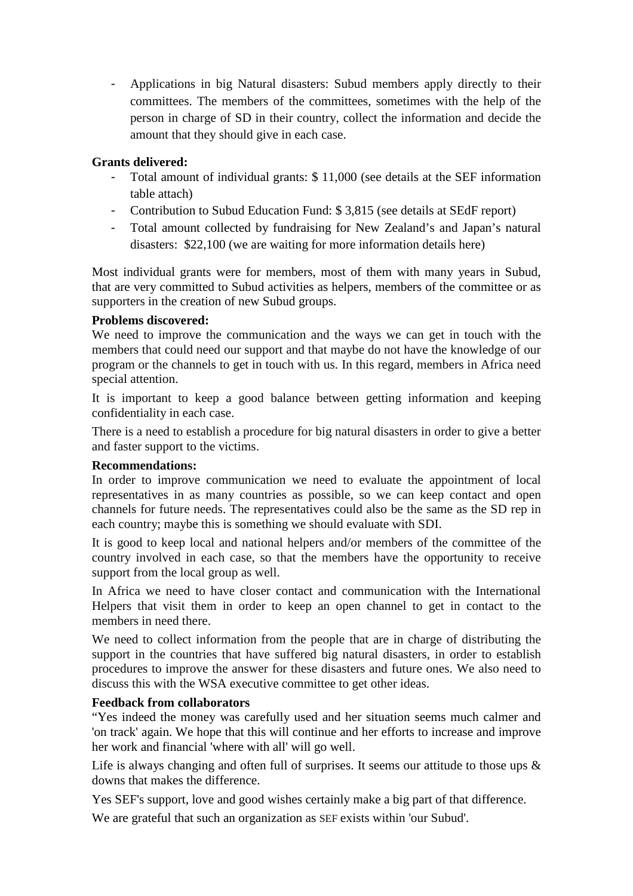- Applications in big Natural disasters: Subud members apply directly to their committees. The members of the committees, sometimes with the help of the person in charge of SD in their country, collect the information and decide the amount that they should give in each case.

**Grants delivered:**

- Total amount of individual grants: $ 11,000 (see details at the SEF information table attach)
- Contribution to Subud Education Fund: $ 3,815 (see details at SEdF report)
- Total amount collected by fundraising for New Zealand's and Japan's natural disasters: $22,100 (we are waiting for more information details here)

Most individual grants were for members, most of them with many years in Subud, that are very committed to Subud activities as helpers, members of the committee or as supporters in the creation of new Subud groups.

**Problems discovered:**

We need to improve the communication and the ways we can get in touch with the members that could need our support and that maybe do not have the knowledge of our program or the channels to get in touch with us. In this regard, members in Africa need special attention.

It is important to keep a good balance between getting information and keeping confidentiality in each case.

There is a need to establish a procedure for big natural disasters in order to give a better and faster support to the victims.

**Recommendations:**

In order to improve communication we need to evaluate the appointment of local representatives in as many countries as possible, so we can keep contact and open channels for future needs. The representatives could also be the same as the SD rep in each country; maybe this is something we should evaluate with SDI.

It is good to keep local and national helpers and/or members of the committee of the country involved in each case, so that the members have the opportunity to receive support from the local group as well.

In Africa we need to have closer contact and communication with the International Helpers that visit them in order to keep an open channel to get in contact to the members in need there.

We need to collect information from the people that are in charge of distributing the support in the countries that have suffered big natural disasters, in order to establish procedures to improve the answer for these disasters and future ones. We also need to discuss this with the WSA executive committee to get other ideas.

**Feedback from collaborators**

"Yes indeed the money was carefully used and her situation seems much calmer and 'on track' again. We hope that this will continue and her efforts to increase and improve her work and financial 'where with all' will go well.

Life is always changing and often full of surprises. It seems our attitude to those ups & downs that makes the difference.

Yes SEF's support, love and good wishes certainly make a big part of that difference.

We are grateful that such an organization as SEF exists within 'our Subud'.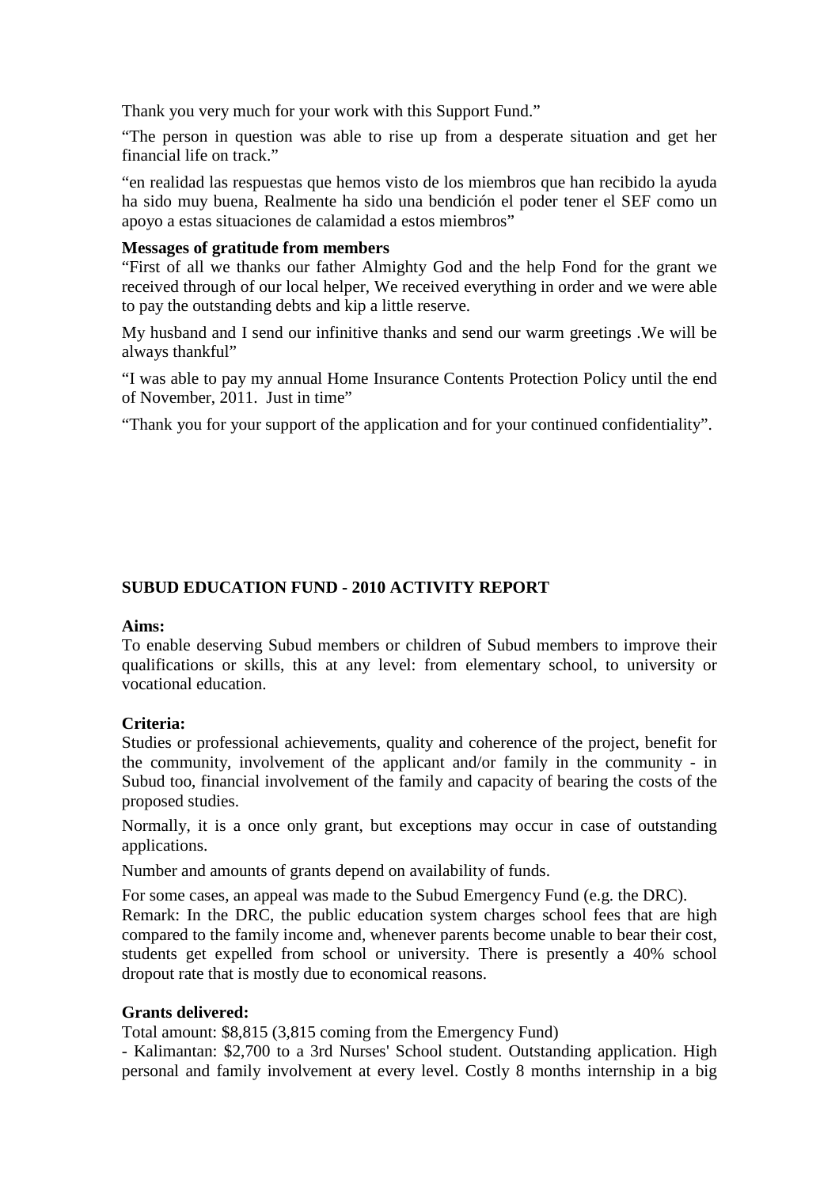Thank you very much for your work with this Support Fund."

"The person in question was able to rise up from a desperate situation and get her financial life on track."

"en realidad las respuestas que hemos visto de los miembros que han recibido la ayuda ha sido muy buena, Realmente ha sido una bendición el poder tener el SEF como un apoyo a estas situaciones de calamidad a estos miembros"

**Messages of gratitude from members**

"First of all we thanks our father Almighty God and the help Fond for the grant we received through of our local helper, We received everything in order and we were able to pay the outstanding debts and kip a little reserve.

My husband and I send our infinitive thanks and send our warm greetings .We will be always thankful"

"I was able to pay my annual Home Insurance Contents Protection Policy until the end of November, 2011. Just in time"

"Thank you for your support of the application and for your continued confidentiality".

## SUBUD EDUCATION FUND - 2010 ACTIVITY REPORT

**Aims:**

To enable deserving Subud members or children of Subud members to improve their qualifications or skills, this at any level: from elementary school, to university or vocational education.

**Criteria:**

Studies or professional achievements, quality and coherence of the project, benefit for the community, involvement of the applicant and/or family in the community - in Subud too, financial involvement of the family and capacity of bearing the costs of the proposed studies.

Normally, it is a once only grant, but exceptions may occur in case of outstanding applications.

Number and amounts of grants depend on availability of funds.

For some cases, an appeal was made to the Subud Emergency Fund (e.g. the DRC).

Remark: In the DRC, the public education system charges school fees that are high compared to the family income and, whenever parents become unable to bear their cost, students get expelled from school or university. There is presently a 40% school dropout rate that is mostly due to economical reasons.

**Grants delivered:**

Total amount: $8,815 (3,815 coming from the Emergency Fund)

- Kalimantan: $2,700 to a 3rd Nurses' School student. Outstanding application. High personal and family involvement at every level. Costly 8 months internship in a big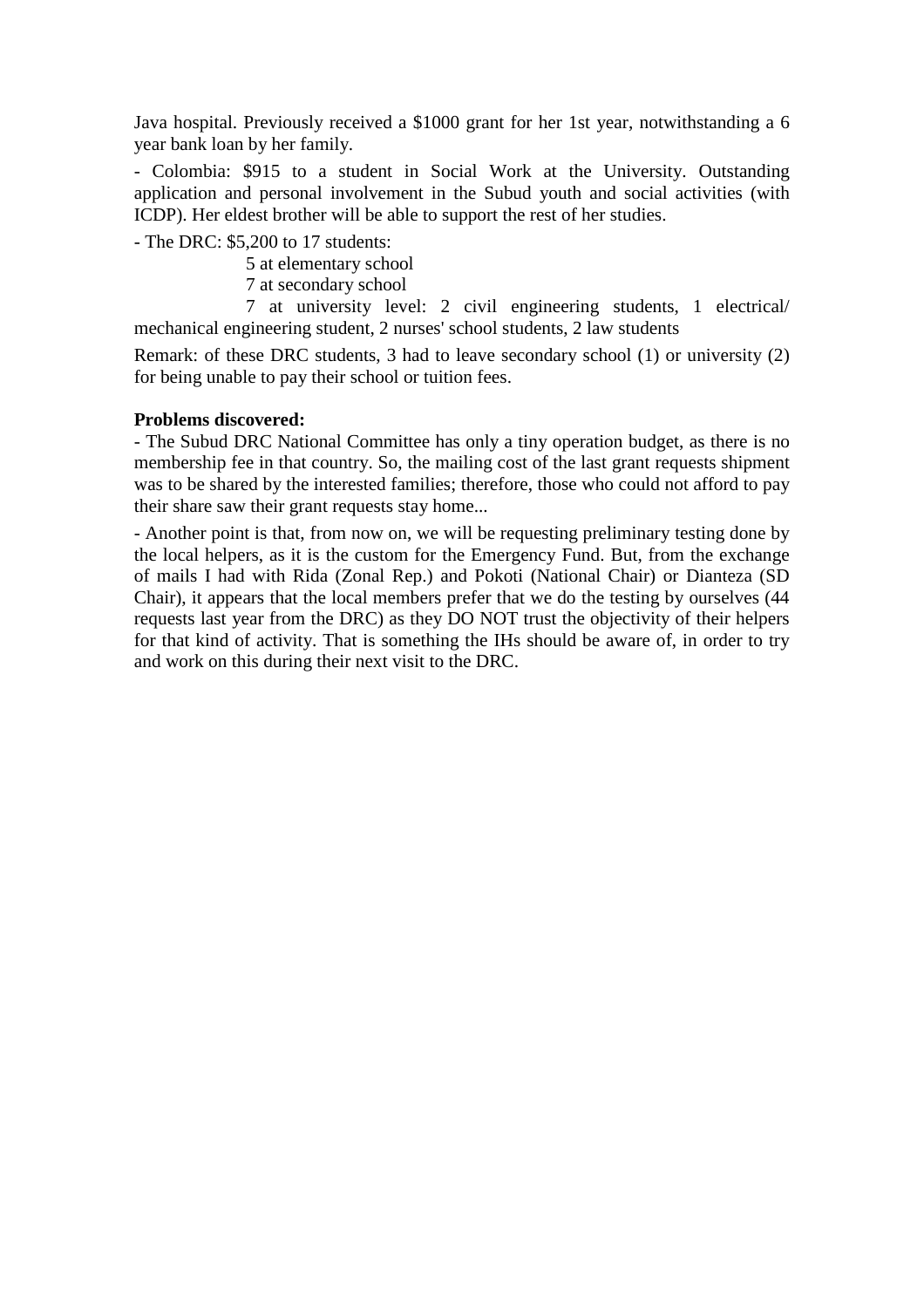Java hospital. Previously received a $1000 grant for her 1st year, notwithstanding a 6 year bank loan by her family.

- Colombia: $915 to a student in Social Work at the University. Outstanding application and personal involvement in the Subud youth and social activities (with ICDP). Her eldest brother will be able to support the rest of her studies.

- The DRC: $5,200 to 17 students:
  - 5 at elementary school
  - 7 at secondary school
  - 7 at university level: 2 civil engineering students, 1 electrical/ mechanical engineering student, 2 nurses' school students, 2 law students

Remark: of these DRC students, 3 had to leave secondary school (1) or university (2) for being unable to pay their school or tuition fees.

**Problems discovered:**

- The Subud DRC National Committee has only a tiny operation budget, as there is no membership fee in that country. So, the mailing cost of the last grant requests shipment was to be shared by the interested families; therefore, those who could not afford to pay their share saw their grant requests stay home...

- Another point is that, from now on, we will be requesting preliminary testing done by the local helpers, as it is the custom for the Emergency Fund. But, from the exchange of mails I had with Rida (Zonal Rep.) and Pokoti (National Chair) or Dianteza (SD Chair), it appears that the local members prefer that we do the testing by ourselves (44 requests last year from the DRC) as they DO NOT trust the objectivity of their helpers for that kind of activity. That is something the IHs should be aware of, in order to try and work on this during their next visit to the DRC.